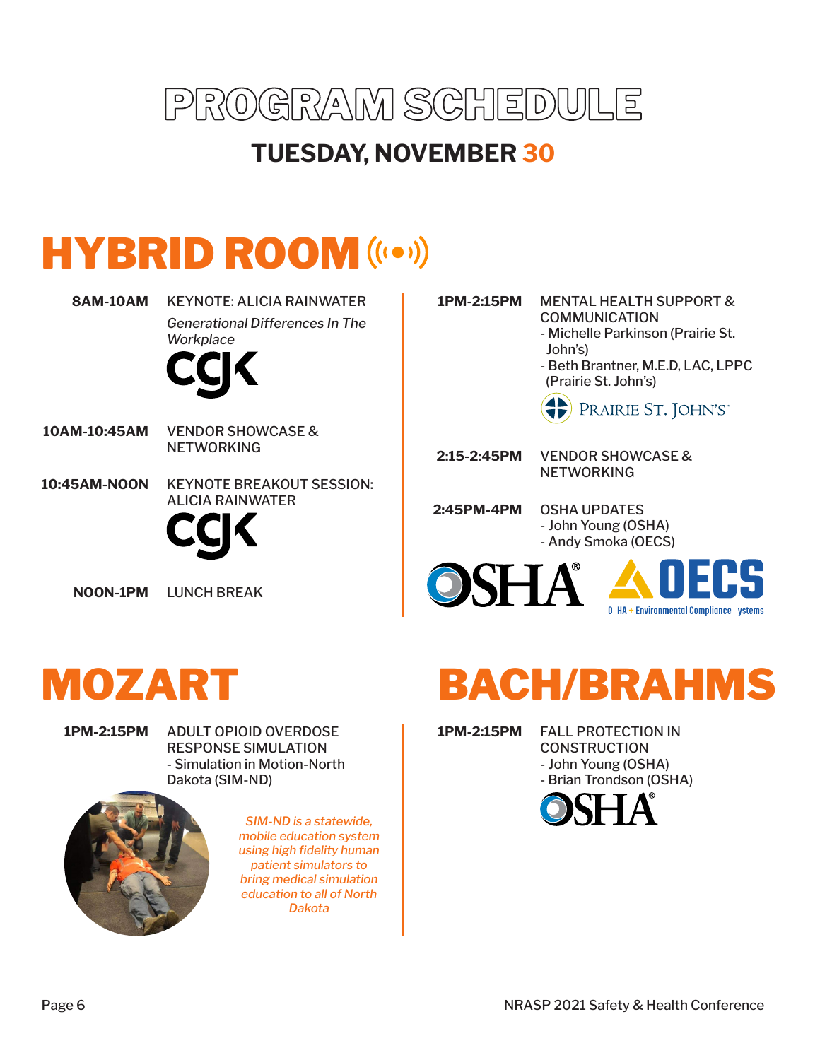# PROGRAM SCHEDULE

## TUESDAY, NOVEMBER 30

## HYBRID ROOM

**8AM-10AM** KEYNOTE: ALICIA RAINWATER
*Generational Differences In The Workplace*

**10AM-10:45AM** VENDOR SHOWCASE & NETWORKING

**10:45AM-NOON** KEYNOTE BREAKOUT SESSION: ALICIA RAINWATER

**NOON-1PM** LUNCH BREAK

**1PM-2:15PM** MENTAL HEALTH SUPPORT & COMMUNICATION
- Michelle Parkinson (Prairie St. John's)
- Beth Brantner, M.E.D, LAC, LPPC (Prairie St. John's)

**2:15-2:45PM** VENDOR SHOWCASE & NETWORKING

**2:45PM-4PM** OSHA UPDATES
- John Young (OSHA)
- Andy Smoka (OECS)

## MOZART

**1PM-2:15PM** ADULT OPIOID OVERDOSE RESPONSE SIMULATION
- Simulation in Motion-North Dakota (SIM-ND)

*SIM-ND is a statewide, mobile education system using high fidelity human patient simulators to bring medical simulation education to all of North Dakota*

## BACH/BRAHMS

**1PM-2:15PM** FALL PROTECTION IN CONSTRUCTION
- John Young (OSHA)
- Brian Trondson (OSHA)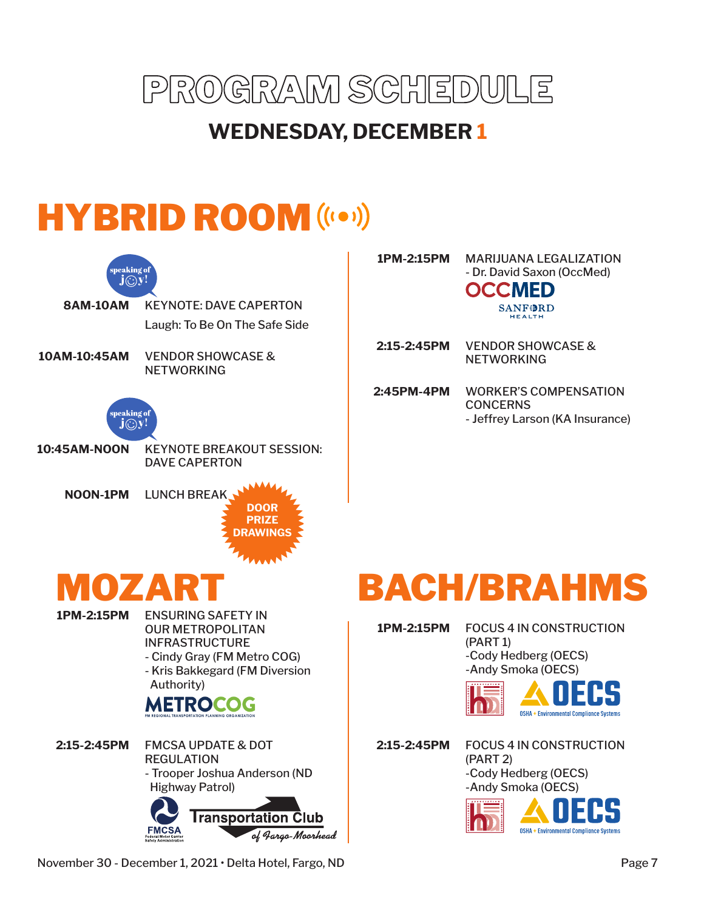# PROGRAM SCHEDULE

## WEDNESDAY, DECEMBER 1

## HYBRID ROOM

**8AM-10AM** KEYNOTE: DAVE CAPERTON
Laugh: To Be On The Safe Side

**10AM-10:45AM** VENDOR SHOWCASE & NETWORKING

**10:45AM-NOON** KEYNOTE BREAKOUT SESSION: DAVE CAPERTON

**NOON-1PM** LUNCH BREAK

DOOR PRIZE DRAWINGS

**1PM-2:15PM** MARIJUANA LEGALIZATION
- Dr. David Saxon (OccMed)

**2:15-2:45PM** VENDOR SHOWCASE & NETWORKING

**2:45PM-4PM** WORKER'S COMPENSATION CONCERNS
- Jeffrey Larson (KA Insurance)

## MOZART

**1PM-2:15PM** ENSURING SAFETY IN OUR METROPOLITAN INFRASTRUCTURE
- Cindy Gray (FM Metro COG)
- Kris Bakkegard (FM Diversion Authority)

**2:15-2:45PM** FMCSA UPDATE & DOT REGULATION
- Trooper Joshua Anderson (ND Highway Patrol)

## BACH/BRAHMS

**1PM-2:15PM** FOCUS 4 IN CONSTRUCTION (PART 1)
-Cody Hedberg (OECS)
-Andy Smoka (OECS)

**2:15-2:45PM** FOCUS 4 IN CONSTRUCTION (PART 2)
-Cody Hedberg (OECS)
-Andy Smoka (OECS)

November 30 - December 1, 2021 • Delta Hotel, Fargo, ND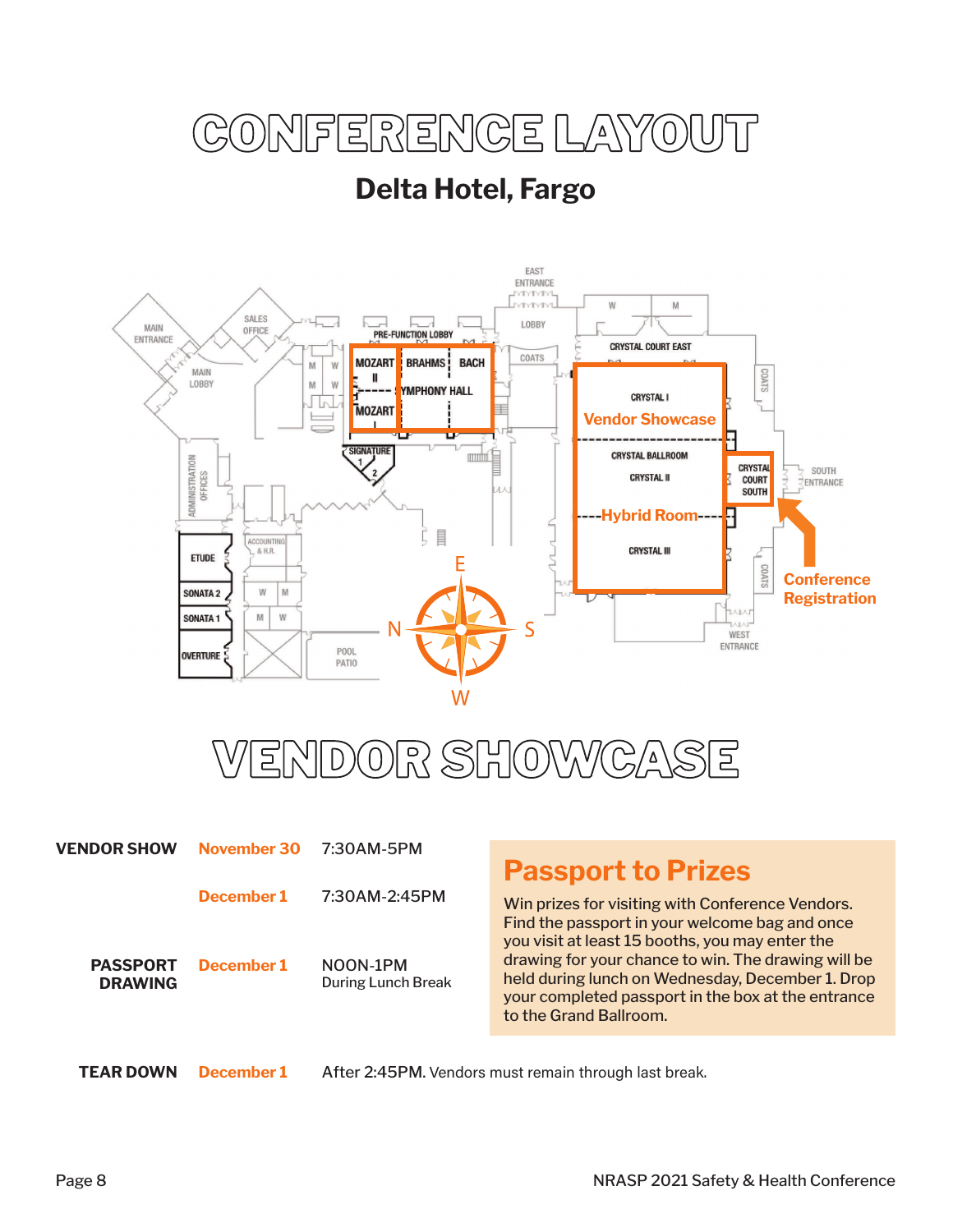# CONFERENCE LAYOUT

## Delta Hotel, Fargo

Vendor Showcase

Hybrid Room

Conference Registration

# VENDOR SHOWCASE

| | | |
|---|---|---|
| **VENDOR SHOW** | November 30 | 7:30AM-5PM |
| | December 1 | 7:30AM-2:45PM |
| **PASSPORT DRAWING** | December 1 | NOON-1PM During Lunch Break |
| **TEAR DOWN** | December 1 | After 2:45PM. Vendors must remain through last break. |

## Passport to Prizes

Win prizes for visiting with Conference Vendors. Find the passport in your welcome bag and once you visit at least 15 booths, you may enter the drawing for your chance to win. The drawing will be held during lunch on Wednesday, December 1. Drop your completed passport in the box at the entrance to the Grand Ballroom.